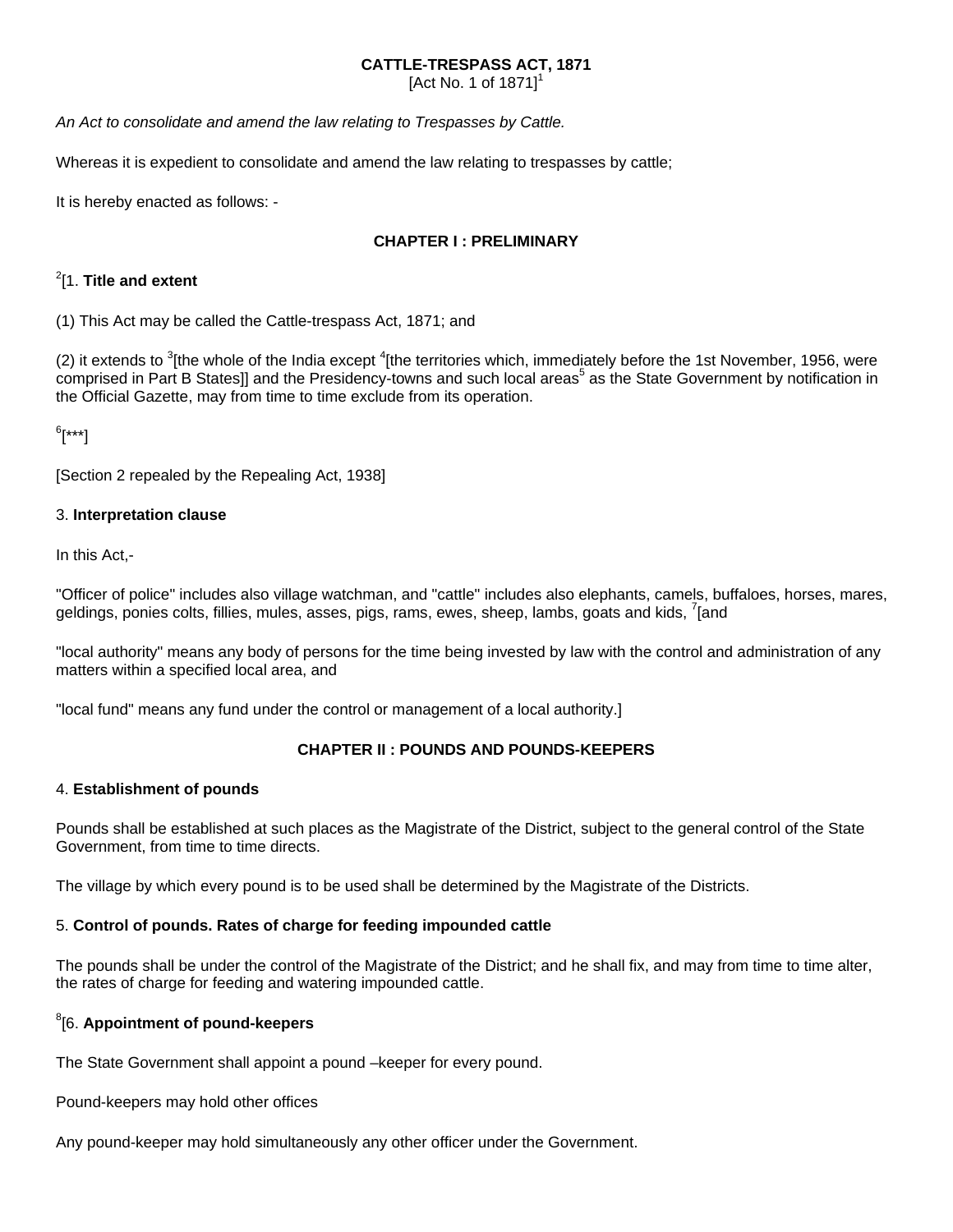# CATTLE-TRESPASS ACT, 1871

[Act No. 1 of 1871][1]

*An Act to consolidate and amend the law relating to Trespasses by Cattle.*

Whereas it is expedient to consolidate and amend the law relating to trespasses by cattle;

It is hereby enacted as follows: -

## CHAPTER I : PRELIMINARY

[2][1. **Title and extent**

(1) This Act may be called the Cattle-trespass Act, 1871; and

(2) it extends to [3][the whole of the India except [4][the territories which, immediately before the 1st November, 1956, were comprised in Part B States]] and the Presidency-towns and such local areas[5] as the State Government by notification in the Official Gazette, may from time to time exclude from its operation.

[6][***]

[Section 2 repealed by the Repealing Act, 1938]

3. **Interpretation clause**

In this Act,-

"Officer of police" includes also village watchman, and "cattle" includes also elephants, camels, buffaloes, horses, mares, geldings, ponies colts, fillies, mules, asses, pigs, rams, ewes, sheep, lambs, goats and kids, [7][and

"local authority" means any body of persons for the time being invested by law with the control and administration of any matters within a specified local area, and

"local fund" means any fund under the control or management of a local authority.]

## CHAPTER II : POUNDS AND POUNDS-KEEPERS

4. **Establishment of pounds**

Pounds shall be established at such places as the Magistrate of the District, subject to the general control of the State Government, from time to time directs.

The village by which every pound is to be used shall be determined by the Magistrate of the Districts.

5. **Control of pounds. Rates of charge for feeding impounded cattle**

The pounds shall be under the control of the Magistrate of the District; and he shall fix, and may from time to time alter, the rates of charge for feeding and watering impounded cattle.

[8][6. **Appointment of pound-keepers**

The State Government shall appoint a pound –keeper for every pound.

Pound-keepers may hold other offices

Any pound-keeper may hold simultaneously any other officer under the Government.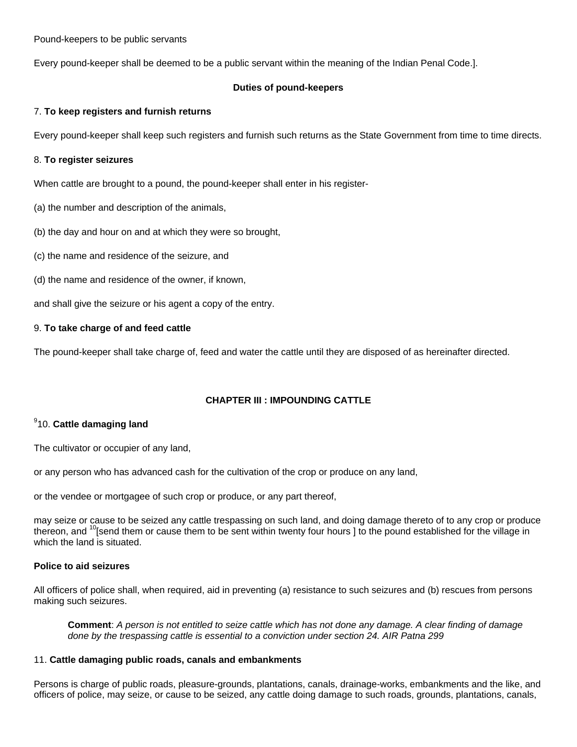Pound-keepers to be public servants

Every pound-keeper shall be deemed to be a public servant within the meaning of the Indian Penal Code.].

**Duties of pound-keepers**

7. **To keep registers and furnish returns**

Every pound-keeper shall keep such registers and furnish such returns as the State Government from time to time directs.

8. **To register seizures**

When cattle are brought to a pound, the pound-keeper shall enter in his register-

(a) the number and description of the animals,

(b) the day and hour on and at which they were so brought,

(c) the name and residence of the seizure, and

(d) the name and residence of the owner, if known,

and shall give the seizure or his agent a copy of the entry.

9. **To take charge of and feed cattle**

The pound-keeper shall take charge of, feed and water the cattle until they are disposed of as hereinafter directed.

## CHAPTER III : IMPOUNDING CATTLE

[9]10. **Cattle damaging land**

The cultivator or occupier of any land,

or any person who has advanced cash for the cultivation of the crop or produce on any land,

or the vendee or mortgagee of such crop or produce, or any part thereof,

may seize or cause to be seized any cattle trespassing on such land, and doing damage thereto of to any crop or produce thereon, and [10][send them or cause them to be sent within twenty four hours ] to the pound established for the village in which the land is situated.

**Police to aid seizures**

All officers of police shall, when required, aid in preventing (a) resistance to such seizures and (b) rescues from persons making such seizures.

> **Comment**: *A person is not entitled to seize cattle which has not done any damage. A clear finding of damage done by the trespassing cattle is essential to a conviction under section 24. AIR Patna 299*

11. **Cattle damaging public roads, canals and embankments**

Persons is charge of public roads, pleasure-grounds, plantations, canals, drainage-works, embankments and the like, and officers of police, may seize, or cause to be seized, any cattle doing damage to such roads, grounds, plantations, canals,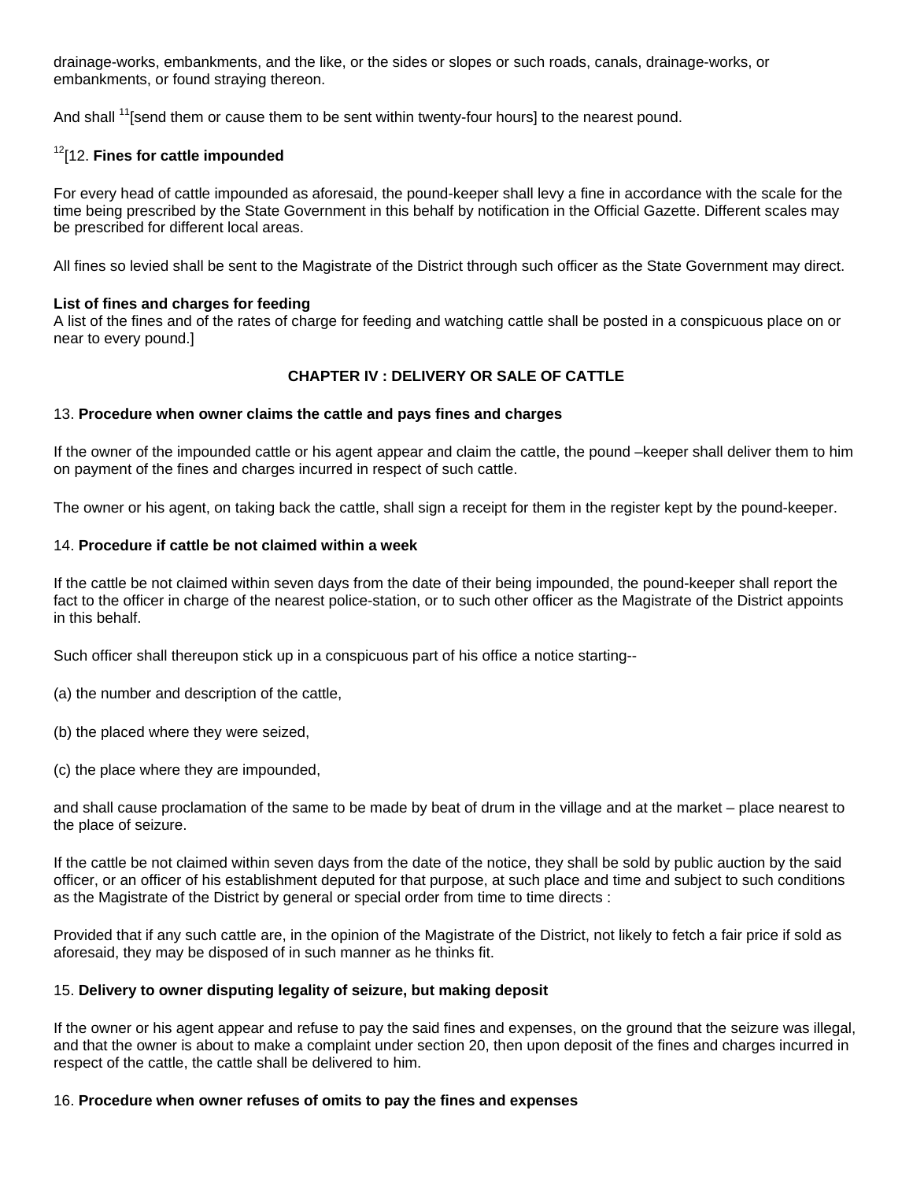drainage-works, embankments, and the like, or the sides or slopes or such roads, canals, drainage-works, or embankments, or found straying thereon.

And shall [11][send them or cause them to be sent within twenty-four hours] to the nearest pound.

[12][12. **Fines for cattle impounded**

For every head of cattle impounded as aforesaid, the pound-keeper shall levy a fine in accordance with the scale for the time being prescribed by the State Government in this behalf by notification in the Official Gazette. Different scales may be prescribed for different local areas.

All fines so levied shall be sent to the Magistrate of the District through such officer as the State Government may direct.

**List of fines and charges for feeding**
A list of the fines and of the rates of charge for feeding and watching cattle shall be posted in a conspicuous place on or near to every pound.]

## CHAPTER IV : DELIVERY OR SALE OF CATTLE

13. **Procedure when owner claims the cattle and pays fines and charges**

If the owner of the impounded cattle or his agent appear and claim the cattle, the pound –keeper shall deliver them to him on payment of the fines and charges incurred in respect of such cattle.

The owner or his agent, on taking back the cattle, shall sign a receipt for them in the register kept by the pound-keeper.

14. **Procedure if cattle be not claimed within a week**

If the cattle be not claimed within seven days from the date of their being impounded, the pound-keeper shall report the fact to the officer in charge of the nearest police-station, or to such other officer as the Magistrate of the District appoints in this behalf.

Such officer shall thereupon stick up in a conspicuous part of his office a notice starting--

(a) the number and description of the cattle,

(b) the placed where they were seized,

(c) the place where they are impounded,

and shall cause proclamation of the same to be made by beat of drum in the village and at the market – place nearest to the place of seizure.

If the cattle be not claimed within seven days from the date of the notice, they shall be sold by public auction by the said officer, or an officer of his establishment deputed for that purpose, at such place and time and subject to such conditions as the Magistrate of the District by general or special order from time to time directs :

Provided that if any such cattle are, in the opinion of the Magistrate of the District, not likely to fetch a fair price if sold as aforesaid, they may be disposed of in such manner as he thinks fit.

15. **Delivery to owner disputing legality of seizure, but making deposit**

If the owner or his agent appear and refuse to pay the said fines and expenses, on the ground that the seizure was illegal, and that the owner is about to make a complaint under section 20, then upon deposit of the fines and charges incurred in respect of the cattle, the cattle shall be delivered to him.

16. **Procedure when owner refuses of omits to pay the fines and expenses**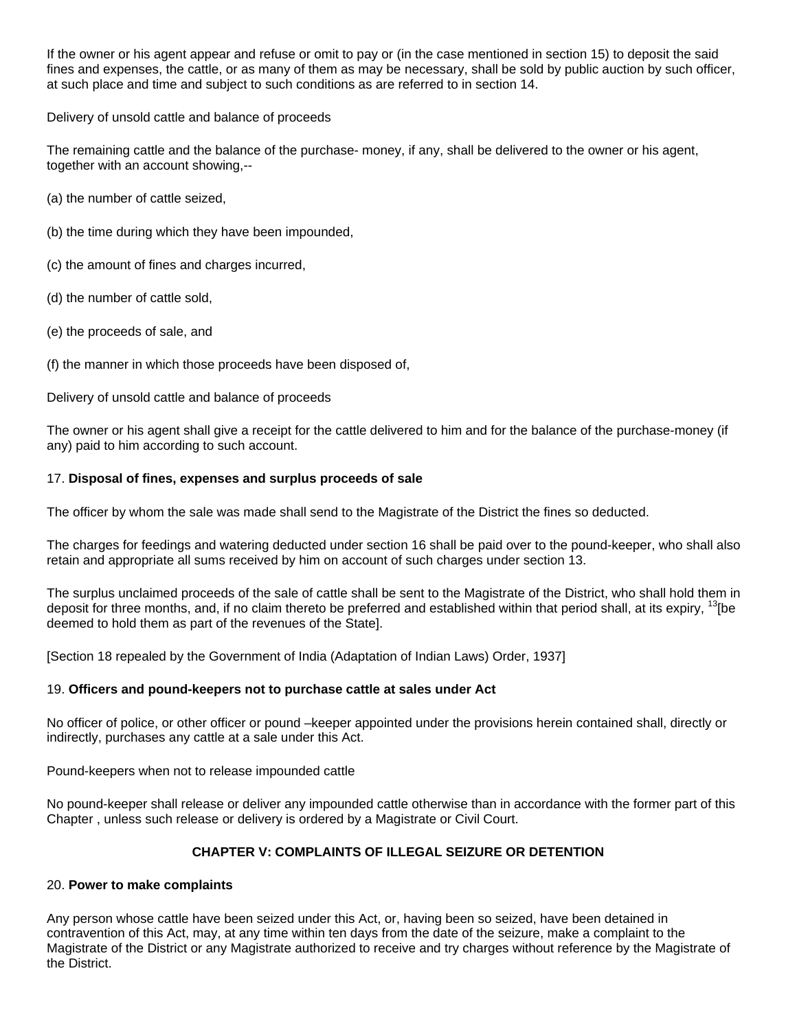If the owner or his agent appear and refuse or omit to pay or (in the case mentioned in section 15) to deposit the said fines and expenses, the cattle, or as many of them as may be necessary, shall be sold by public auction by such officer, at such place and time and subject to such conditions as are referred to in section 14.

Delivery of unsold cattle and balance of proceeds

The remaining cattle and the balance of the purchase- money, if any, shall be delivered to the owner or his agent, together with an account showing,--

(a) the number of cattle seized,

(b) the time during which they have been impounded,

(c) the amount of fines and charges incurred,

(d) the number of cattle sold,

(e) the proceeds of sale, and

(f) the manner in which those proceeds have been disposed of,

Delivery of unsold cattle and balance of proceeds

The owner or his agent shall give a receipt for the cattle delivered to him and for the balance of the purchase-money (if any) paid to him according to such account.

17. **Disposal of fines, expenses and surplus proceeds of sale**

The officer by whom the sale was made shall send to the Magistrate of the District the fines so deducted.

The charges for feedings and watering deducted under section 16 shall be paid over to the pound-keeper, who shall also retain and appropriate all sums received by him on account of such charges under section 13.

The surplus unclaimed proceeds of the sale of cattle shall be sent to the Magistrate of the District, who shall hold them in deposit for three months, and, if no claim thereto be preferred and established within that period shall, at its expiry, [13][be deemed to hold them as part of the revenues of the State].

[Section 18 repealed by the Government of India (Adaptation of Indian Laws) Order, 1937]

19. **Officers and pound-keepers not to purchase cattle at sales under Act**

No officer of police, or other officer or pound –keeper appointed under the provisions herein contained shall, directly or indirectly, purchases any cattle at a sale under this Act.

Pound-keepers when not to release impounded cattle

No pound-keeper shall release or deliver any impounded cattle otherwise than in accordance with the former part of this Chapter , unless such release or delivery is ordered by a Magistrate or Civil Court.

## CHAPTER V: COMPLAINTS OF ILLEGAL SEIZURE OR DETENTION

20. **Power to make complaints**

Any person whose cattle have been seized under this Act, or, having been so seized, have been detained in contravention of this Act, may, at any time within ten days from the date of the seizure, make a complaint to the Magistrate of the District or any Magistrate authorized to receive and try charges without reference by the Magistrate of the District.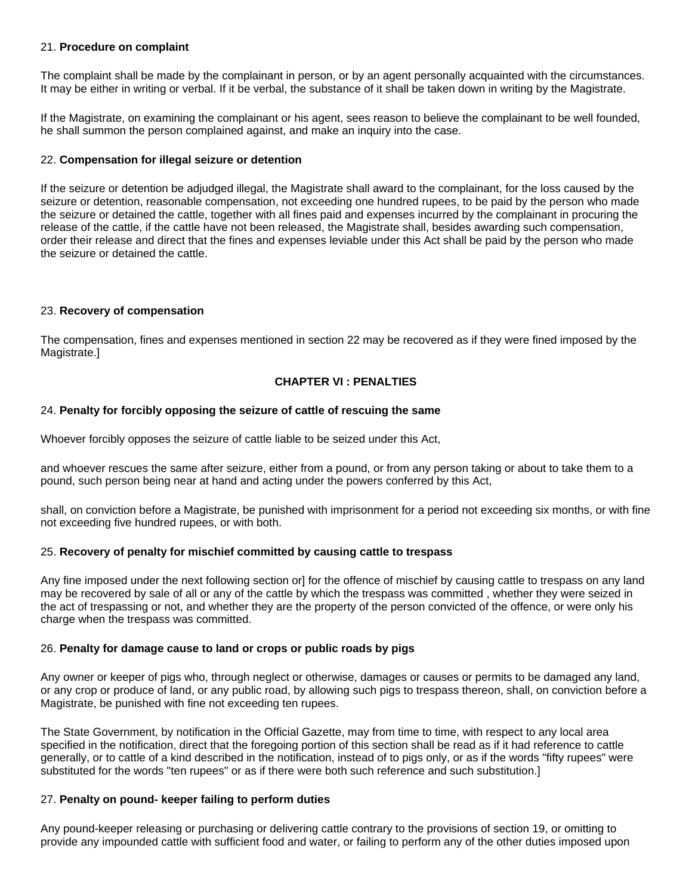21. **Procedure on complaint**

The complaint shall be made by the complainant in person, or by an agent personally acquainted with the circumstances. It may be either in writing or verbal. If it be verbal, the substance of it shall be taken down in writing by the Magistrate.

If the Magistrate, on examining the complainant or his agent, sees reason to believe the complainant to be well founded, he shall summon the person complained against, and make an inquiry into the case.

22. **Compensation for illegal seizure or detention**

If the seizure or detention be adjudged illegal, the Magistrate shall award to the complainant, for the loss caused by the seizure or detention, reasonable compensation, not exceeding one hundred rupees, to be paid by the person who made the seizure or detained the cattle, together with all fines paid and expenses incurred by the complainant in procuring the release of the cattle, if the cattle have not been released, the Magistrate shall, besides awarding such compensation, order their release and direct that the fines and expenses leviable under this Act shall be paid by the person who made the seizure or detained the cattle.

23. **Recovery of compensation**

The compensation, fines and expenses mentioned in section 22 may be recovered as if they were fined imposed by the Magistrate.]

**CHAPTER VI : PENALTIES**

24. **Penalty for forcibly opposing the seizure of cattle of rescuing the same**

Whoever forcibly opposes the seizure of cattle liable to be seized under this Act,

and whoever rescues the same after seizure, either from a pound, or from any person taking or about to take them to a pound, such person being near at hand and acting under the powers conferred by this Act,

shall, on conviction before a Magistrate, be punished with imprisonment for a period not exceeding six months, or with fine not exceeding five hundred rupees, or with both.

25. **Recovery of penalty for mischief committed by causing cattle to trespass**

Any fine imposed under the next following section or] for the offence of mischief by causing cattle to trespass on any land may be recovered by sale of all or any of the cattle by which the trespass was committed , whether they were seized in the act of trespassing or not, and whether they are the property of the person convicted of the offence, or were only his charge when the trespass was committed.

26. **Penalty for damage cause to land or crops or public roads by pigs**

Any owner or keeper of pigs who, through neglect or otherwise, damages or causes or permits to be damaged any land, or any crop or produce of land, or any public road, by allowing such pigs to trespass thereon, shall, on conviction before a Magistrate, be punished with fine not exceeding ten rupees.

The State Government, by notification in the Official Gazette, may from time to time, with respect to any local area specified in the notification, direct that the foregoing portion of this section shall be read as if it had reference to cattle generally, or to cattle of a kind described in the notification, instead of to pigs only, or as if the words "fifty rupees" were substituted for the words "ten rupees" or as if there were both such reference and such substitution.]

27. **Penalty on pound- keeper failing to perform duties**

Any pound-keeper releasing or purchasing or delivering cattle contrary to the provisions of section 19, or omitting to provide any impounded cattle with sufficient food and water, or failing to perform any of the other duties imposed upon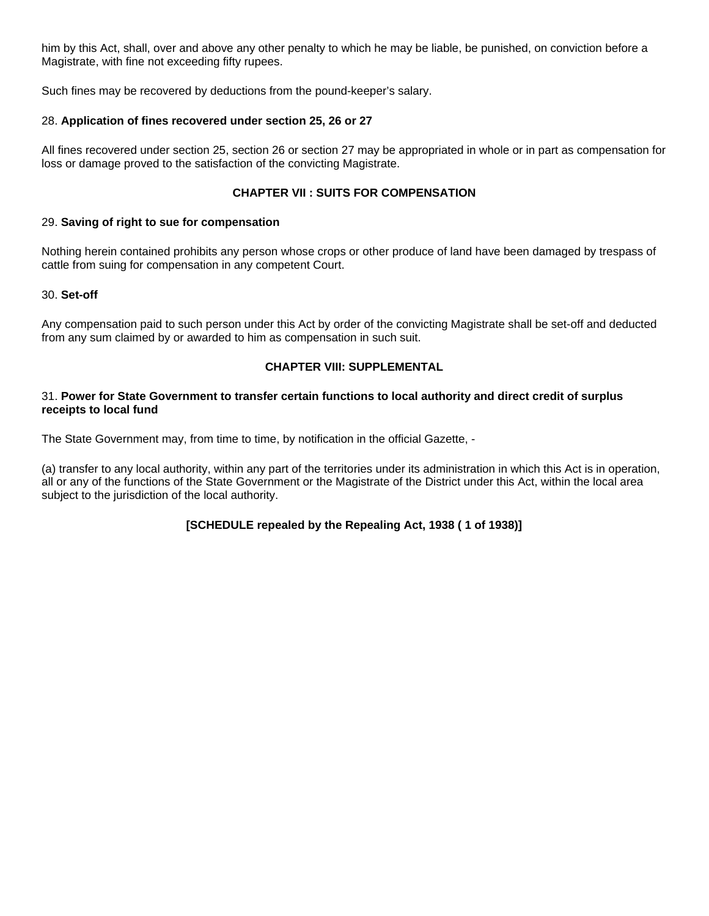him by this Act, shall, over and above any other penalty to which he may be liable, be punished, on conviction before a Magistrate, with fine not exceeding fifty rupees.

Such fines may be recovered by deductions from the pound-keeper's salary.

28. **Application of fines recovered under section 25, 26 or 27**

All fines recovered under section 25, section 26 or section 27 may be appropriated in whole or in part as compensation for loss or damage proved to the satisfaction of the convicting Magistrate.

## CHAPTER VII : SUITS FOR COMPENSATION

29. **Saving of right to sue for compensation**

Nothing herein contained prohibits any person whose crops or other produce of land have been damaged by trespass of cattle from suing for compensation in any competent Court.

30. **Set-off**

Any compensation paid to such person under this Act by order of the convicting Magistrate shall be set-off and deducted from any sum claimed by or awarded to him as compensation in such suit.

## CHAPTER VIII: SUPPLEMENTAL

31. **Power for State Government to transfer certain functions to local authority and direct credit of surplus receipts to local fund**

The State Government may, from time to time, by notification in the official Gazette, -

(a) transfer to any local authority, within any part of the territories under its administration in which this Act is in operation, all or any of the functions of the State Government or the Magistrate of the District under this Act, within the local area subject to the jurisdiction of the local authority.

**[SCHEDULE repealed by the Repealing Act, 1938 ( 1 of 1938)]**